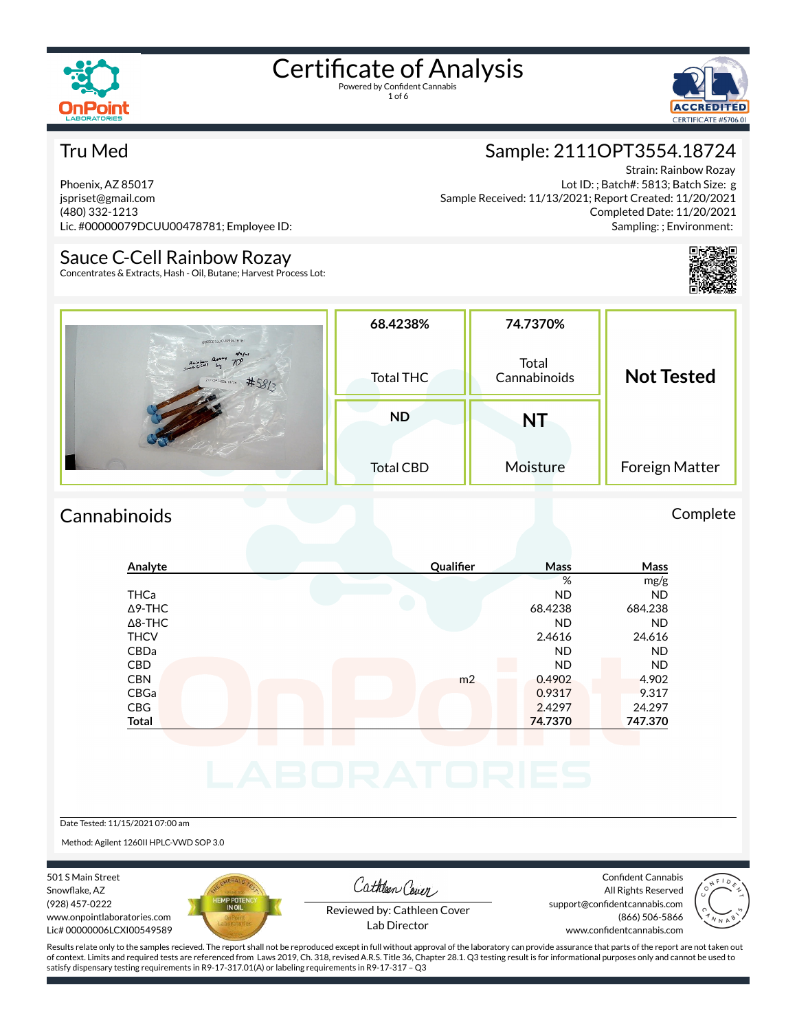# Certificate of Analysis

Powered by Confident Cannabis

## Tru Med

Phoenix, AZ 85017
jspriset@gmail.com
(480) 332-1213
Lic. #00000079DCUU00478781; Employee ID:

## Sample: 2111OPT3554.18724

Strain: Rainbow Rozay
Lot ID: ; Batch#: 5813; Batch Size: g
Sample Received: 11/13/2021; Report Created: 11/20/2021
Completed Date: 11/20/2021
Sampling: ; Environment:

## Sauce C-Cell Rainbow Rozay

Concentrates & Extracts, Hash - Oil, Butane; Harvest Process Lot:

| | | |
|---|---|---|
| 68.4238% Total THC | 74.7370% Total Cannabinoids | Not Tested Foreign Matter |
| ND Total CBD | NT Moisture | |

## Cannabinoids

Complete

| Analyte | Qualifier | Mass % | Mass mg/g |
|---|---|---|---|
| THCa | | ND | ND |
| Δ9-THC | | 68.4238 | 684.238 |
| Δ8-THC | | ND | ND |
| THCV | | 2.4616 | 24.616 |
| CBDa | | ND | ND |
| CBD | | ND | ND |
| CBN | m2 | 0.4902 | 4.902 |
| CBGa | | 0.9317 | 9.317 |
| CBG | | 2.4297 | 24.297 |
| **Total** | | **74.7370** | **747.370** |

Date Tested: 11/15/2021 07:00 am

Method: Agilent 1260II HPLC-VWD SOP 3.0

501 S Main Street
Snowflake, AZ
(928) 457-0222
www.onpointlaboratories.com
Lic# 00000006LCXI00549589

Reviewed by: Cathleen Cover
Lab Director

Confident Cannabis
All Rights Reserved
support@confidentcannabis.com
(866) 506-5866
www.confidentcannabis.com

Results relate only to the samples recieved. The report shall not be reproduced except in full without approval of the laboratory can provide assurance that parts of the report are not taken out of context. Limits and required tests are referenced from Laws 2019, Ch. 318, revised A.R.S. Title 36, Chapter 28.1. Q3 testing result is for informational purposes only and cannot be used to satisfy dispensary testing requirements in R9-17-317.01(A) or labeling requirements in R9-17-317 – Q3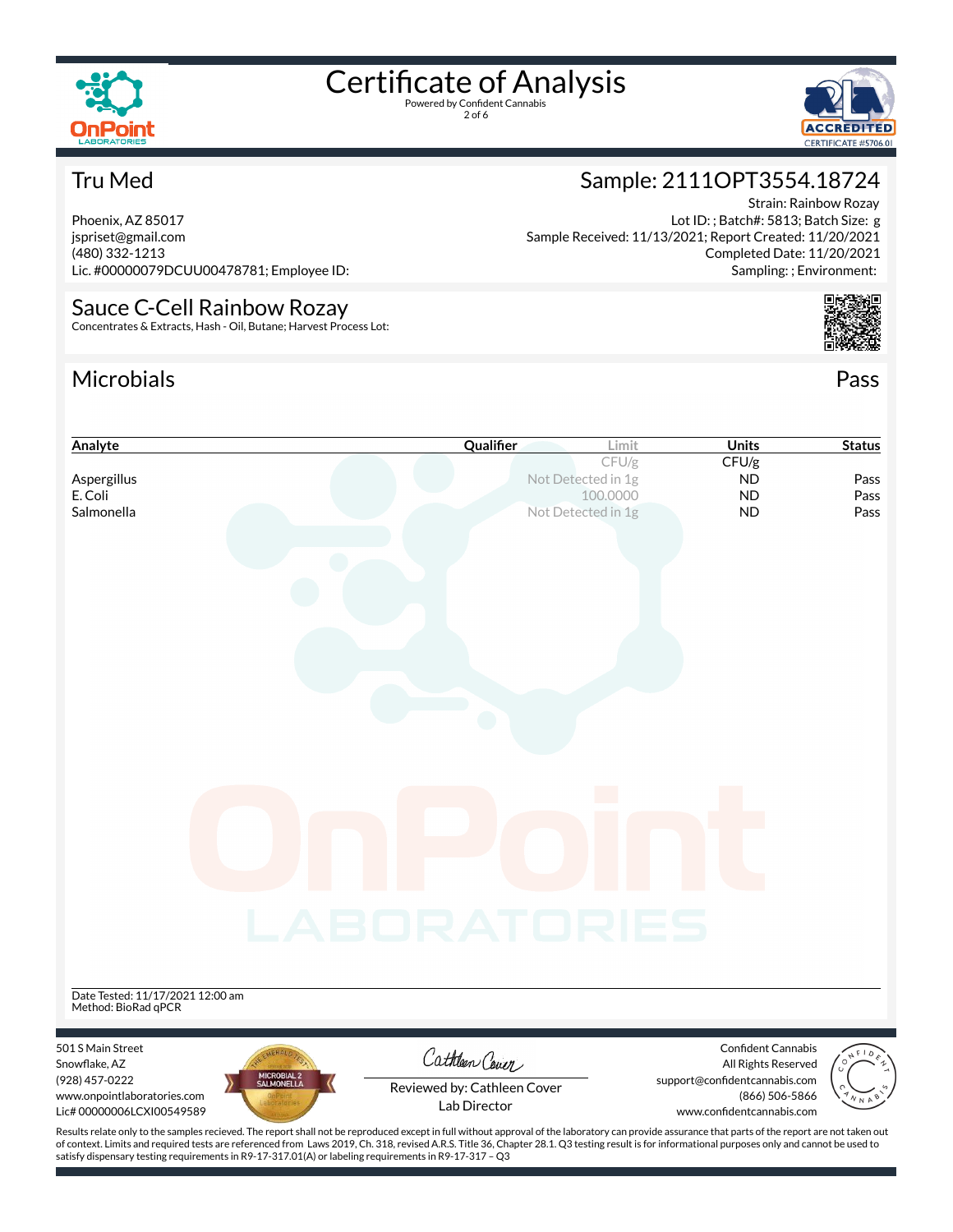# Certificate of Analysis

Powered by Confident Cannabis

## Tru Med

Phoenix, AZ 85017
jspriset@gmail.com
(480) 332-1213
Lic. #00000079DCUU00478781; Employee ID:

## Sample: 2111OPT3554.18724

Strain: Rainbow Rozay
Lot ID: ; Batch#: 5813; Batch Size: g
Sample Received: 11/13/2021; Report Created: 11/20/2021
Completed Date: 11/20/2021
Sampling: ; Environment:

## Sauce C-Cell Rainbow Rozay

Concentrates & Extracts, Hash - Oil, Butane; Harvest Process Lot:

## Microbials

Pass

| Analyte | Qualifier | Limit | Units | Status |
|---|---|---|---|---|
| | | CFU/g | CFU/g | |
| Aspergillus | | Not Detected in 1g | ND | Pass |
| E. Coli | | 100.0000 | ND | Pass |
| Salmonella | | Not Detected in 1g | ND | Pass |

Date Tested: 11/17/2021 12:00 am
Method: BioRad qPCR

501 S Main Street
Snowflake, AZ
(928) 457-0222
www.onpointlaboratories.com
Lic# 00000006LCXI00549589

Reviewed by: Cathleen Cover
Lab Director

Confident Cannabis
All Rights Reserved
support@confidentcannabis.com
(866) 506-5866
www.confidentcannabis.com

Results relate only to the samples recieved. The report shall not be reproduced except in full without approval of the laboratory can provide assurance that parts of the report are not taken out of context. Limits and required tests are referenced from Laws 2019, Ch. 318, revised A.R.S. Title 36, Chapter 28.1. Q3 testing result is for informational purposes only and cannot be used to satisfy dispensary testing requirements in R9-17-317.01(A) or labeling requirements in R9-17-317 – Q3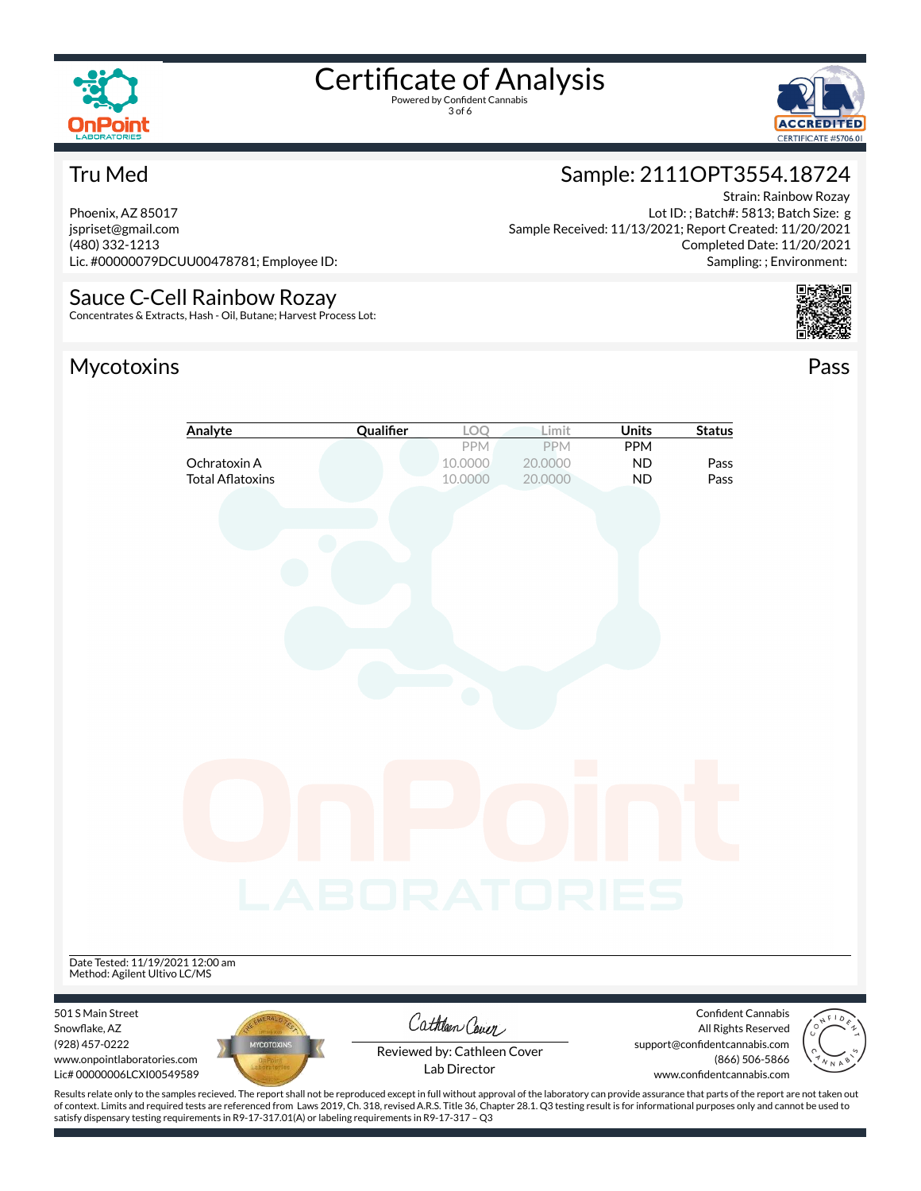# Certificate of Analysis

Powered by Confident Cannabis

## Tru Med

Phoenix, AZ 85017
jspriset@gmail.com
(480) 332-1213
Lic. #00000079DCUU00478781; Employee ID:

## Sample: 2111OPT3554.18724

Strain: Rainbow Rozay
Lot ID: ; Batch#: 5813; Batch Size: g
Sample Received: 11/13/2021; Report Created: 11/20/2021
Completed Date: 11/20/2021
Sampling: ; Environment:

## Sauce C-Cell Rainbow Rozay

Concentrates & Extracts, Hash - Oil, Butane; Harvest Process Lot:

## Mycotoxins

Pass

| Analyte | Qualifier | LOQ | Limit | Units | Status |
|---|---|---|---|---|---|
| | | PPM | PPM | PPM | |
| Ochratoxin A | | 10.0000 | 20.0000 | ND | Pass |
| Total Aflatoxins | | 10.0000 | 20.0000 | ND | Pass |

Date Tested: 11/19/2021 12:00 am
Method: Agilent Ultivo LC/MS

501 S Main Street
Snowflake, AZ
(928) 457-0222
www.onpointlaboratories.com
Lic# 00000006LCXI00549589

Reviewed by: Cathleen Cover
Lab Director

Confident Cannabis
All Rights Reserved
support@confidentcannabis.com
(866) 506-5866
www.confidentcannabis.com

Results relate only to the samples recieved. The report shall not be reproduced except in full without approval of the laboratory can provide assurance that parts of the report are not taken out of context. Limits and required tests are referenced from Laws 2019, Ch. 318, revised A.R.S. Title 36, Chapter 28.1. Q3 testing result is for informational purposes only and cannot be used to satisfy dispensary testing requirements in R9-17-317.01(A) or labeling requirements in R9-17-317 – Q3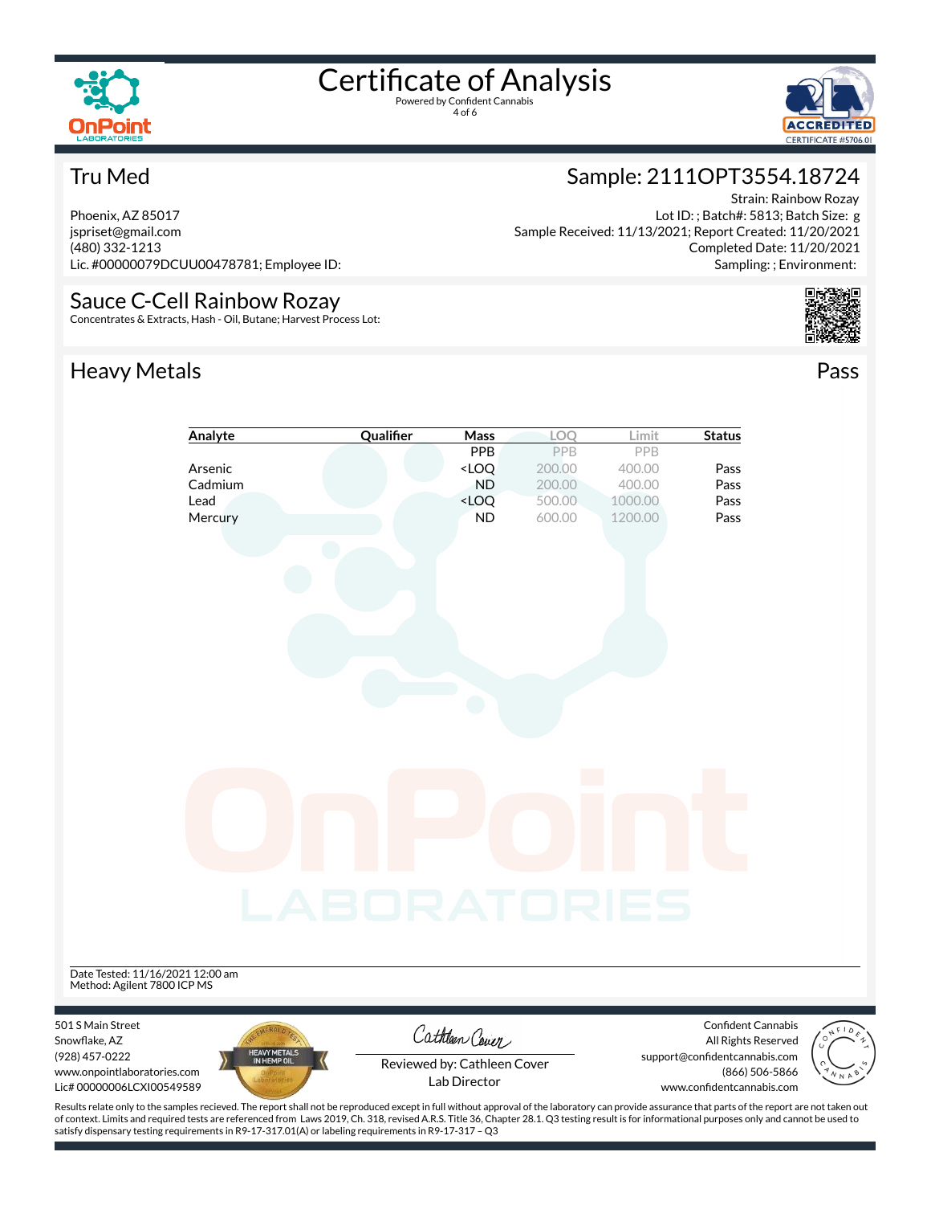# Certificate of Analysis

Powered by Confident Cannabis

## Tru Med

Phoenix, AZ 85017
jspriset@gmail.com
(480) 332-1213
Lic. #00000079DCUU00478781; Employee ID:

## Sample: 2111OPT3554.18724

Strain: Rainbow Rozay
Lot ID: ; Batch#: 5813; Batch Size: g
Sample Received: 11/13/2021; Report Created: 11/20/2021
Completed Date: 11/20/2021
Sampling: ; Environment:

## Sauce C-Cell Rainbow Rozay

Concentrates & Extracts, Hash - Oil, Butane; Harvest Process Lot:

## Heavy Metals

Pass

| Analyte | Qualifier | Mass | LOQ | Limit | Status |
|---|---|---|---|---|---|
| | | PPB | PPB | PPB | |
| Arsenic | | <LOQ | 200.00 | 400.00 | Pass |
| Cadmium | | ND | 200.00 | 400.00 | Pass |
| Lead | | <LOQ | 500.00 | 1000.00 | Pass |
| Mercury | | ND | 600.00 | 1200.00 | Pass |

Date Tested: 11/16/2021 12:00 am
Method: Agilent 7800 ICP MS

501 S Main Street
Snowflake, AZ
(928) 457-0222
www.onpointlaboratories.com
Lic# 00000006LCXI00549589

Reviewed by: Cathleen Cover
Lab Director

Confident Cannabis
All Rights Reserved
support@confidentcannabis.com
(866) 506-5866
www.confidentcannabis.com

Results relate only to the samples recieved. The report shall not be reproduced except in full without approval of the laboratory can provide assurance that parts of the report are not taken out of context. Limits and required tests are referenced from Laws 2019, Ch. 318, revised A.R.S. Title 36, Chapter 28.1. Q3 testing result is for informational purposes only and cannot be used to satisfy dispensary testing requirements in R9-17-317.01(A) or labeling requirements in R9-17-317 – Q3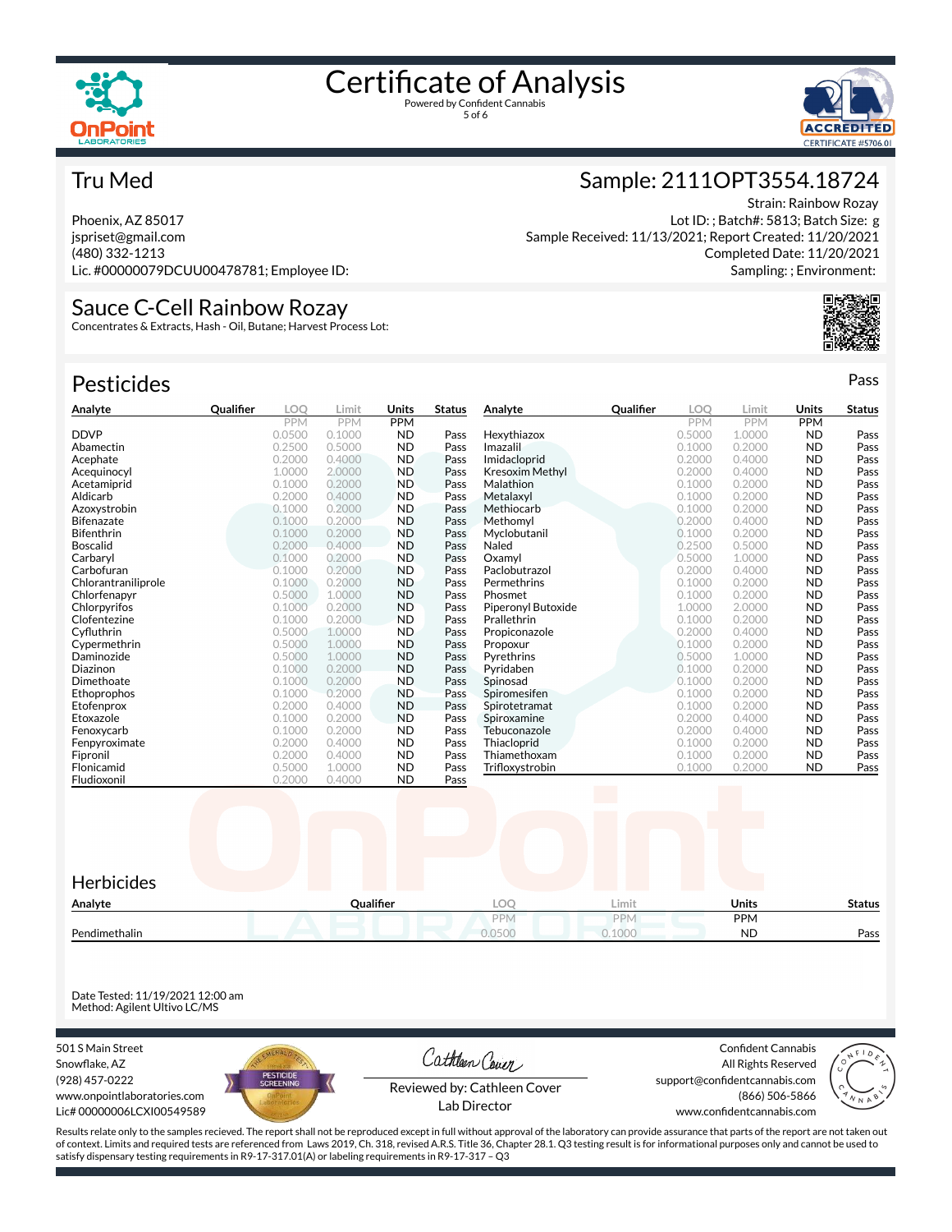# Certificate of Analysis

Powered by Confident Cannabis

## Tru Med

Phoenix, AZ 85017
jspriset@gmail.com
(480) 332-1213
Lic. #00000079DCUU00478781; Employee ID:

## Sample: 2111OPT3554.18724

Strain: Rainbow Rozay
Lot ID: ; Batch#: 5813; Batch Size: g
Sample Received: 11/13/2021; Report Created: 11/20/2021
Completed Date: 11/20/2021
Sampling: ; Environment:

## Sauce C-Cell Rainbow Rozay

Concentrates & Extracts, Hash - Oil, Butane; Harvest Process Lot:

## Pesticides

Pass

| Analyte | Qualifier | LOQ | Limit | Units | Status |
|---|---|---|---|---|---|
| | | PPM | PPM | PPM | |
| DDVP | | 0.0500 | 0.1000 | ND | Pass |
| Abamectin | | 0.2500 | 0.5000 | ND | Pass |
| Acephate | | 0.2000 | 0.4000 | ND | Pass |
| Acequinocyl | | 1.0000 | 2.0000 | ND | Pass |
| Acetamiprid | | 0.1000 | 0.2000 | ND | Pass |
| Aldicarb | | 0.2000 | 0.4000 | ND | Pass |
| Azoxystrobin | | 0.1000 | 0.2000 | ND | Pass |
| Bifenazate | | 0.1000 | 0.2000 | ND | Pass |
| Bifenthrin | | 0.1000 | 0.2000 | ND | Pass |
| Boscalid | | 0.2000 | 0.4000 | ND | Pass |
| Carbaryl | | 0.1000 | 0.2000 | ND | Pass |
| Carbofuran | | 0.1000 | 0.2000 | ND | Pass |
| Chlorantraniliprole | | 0.1000 | 0.2000 | ND | Pass |
| Chlorfenapyr | | 0.5000 | 1.0000 | ND | Pass |
| Chlorpyrifos | | 0.1000 | 0.2000 | ND | Pass |
| Clofentezine | | 0.1000 | 0.2000 | ND | Pass |
| Cyfluthrin | | 0.5000 | 1.0000 | ND | Pass |
| Cypermethrin | | 0.5000 | 1.0000 | ND | Pass |
| Daminozide | | 0.5000 | 1.0000 | ND | Pass |
| Diazinon | | 0.1000 | 0.2000 | ND | Pass |
| Dimethoate | | 0.1000 | 0.2000 | ND | Pass |
| Ethoprophos | | 0.1000 | 0.2000 | ND | Pass |
| Etofenprox | | 0.2000 | 0.4000 | ND | Pass |
| Etoxazole | | 0.1000 | 0.2000 | ND | Pass |
| Fenoxycarb | | 0.1000 | 0.2000 | ND | Pass |
| Fenpyroximate | | 0.2000 | 0.4000 | ND | Pass |
| Fipronil | | 0.2000 | 0.4000 | ND | Pass |
| Flonicamid | | 0.5000 | 1.0000 | ND | Pass |
| Fludioxonil | | 0.2000 | 0.4000 | ND | Pass |
| Hexythiazox | | 0.5000 | 1.0000 | ND | Pass |
| Imazalil | | 0.1000 | 0.2000 | ND | Pass |
| Imidacloprid | | 0.2000 | 0.4000 | ND | Pass |
| Kresoxim Methyl | | 0.2000 | 0.4000 | ND | Pass |
| Malathion | | 0.1000 | 0.2000 | ND | Pass |
| Metalaxyl | | 0.1000 | 0.2000 | ND | Pass |
| Methiocarb | | 0.1000 | 0.2000 | ND | Pass |
| Methomyl | | 0.2000 | 0.4000 | ND | Pass |
| Myclobutanil | | 0.1000 | 0.2000 | ND | Pass |
| Naled | | 0.2500 | 0.5000 | ND | Pass |
| Oxamyl | | 0.5000 | 1.0000 | ND | Pass |
| Paclobutrazol | | 0.2000 | 0.4000 | ND | Pass |
| Permethrins | | 0.1000 | 0.2000 | ND | Pass |
| Phosmet | | 0.1000 | 0.2000 | ND | Pass |
| Piperonyl Butoxide | | 1.0000 | 2.0000 | ND | Pass |
| Prallethrin | | 0.1000 | 0.2000 | ND | Pass |
| Propiconazole | | 0.2000 | 0.4000 | ND | Pass |
| Propoxur | | 0.1000 | 0.2000 | ND | Pass |
| Pyrethrins | | 0.5000 | 1.0000 | ND | Pass |
| Pyridaben | | 0.1000 | 0.2000 | ND | Pass |
| Spinosad | | 0.1000 | 0.2000 | ND | Pass |
| Spiromesifen | | 0.1000 | 0.2000 | ND | Pass |
| Spirotetramat | | 0.1000 | 0.2000 | ND | Pass |
| Spiroxamine | | 0.2000 | 0.4000 | ND | Pass |
| Tebuconazole | | 0.2000 | 0.4000 | ND | Pass |
| Thiacloprid | | 0.1000 | 0.2000 | ND | Pass |
| Thiamethoxam | | 0.1000 | 0.2000 | ND | Pass |
| Trifloxystrobin | | 0.1000 | 0.2000 | ND | Pass |

## Herbicides

| Analyte | Qualifier | LOQ | Limit | Units | Status |
|---|---|---|---|---|---|
| | | PPM | PPM | PPM | |
| Pendimethalin | | 0.0500 | 0.1000 | ND | Pass |

Date Tested: 11/19/2021 12:00 am
Method: Agilent Ultivo LC/MS

501 S Main Street
Snowflake, AZ
(928) 457-0222
www.onpointlaboratories.com
Lic# 00000006LCXI00549589

Reviewed by: Cathleen Cover
Lab Director

Confident Cannabis
All Rights Reserved
support@confidentcannabis.com
(866) 506-5866
www.confidentcannabis.com

Results relate only to the samples recieved. The report shall not be reproduced except in full without approval of the laboratory can provide assurance that parts of the report are not taken out of context. Limits and required tests are referenced from Laws 2019, Ch. 318, revised A.R.S. Title 36, Chapter 28.1. Q3 testing result is for informational purposes only and cannot be used to satisfy dispensary testing requirements in R9-17-317.01(A) or labeling requirements in R9-17-317 – Q3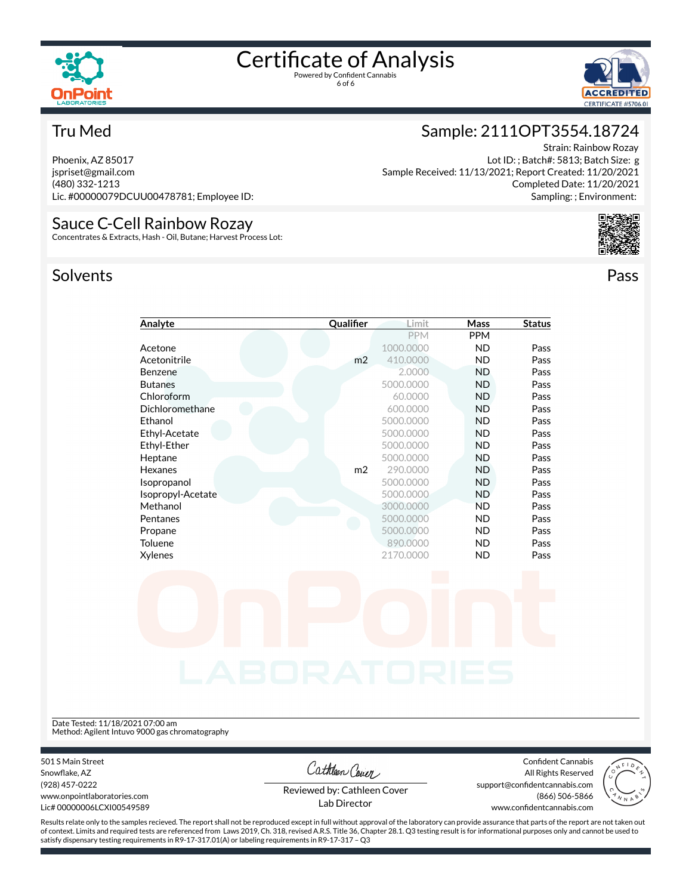# Certificate of Analysis

Powered by Confident Cannabis

## Tru Med

Phoenix, AZ 85017
jspriset@gmail.com
(480) 332-1213
Lic. #00000079DCUU00478781; Employee ID:

## Sample: 2111OPT3554.18724

Strain: Rainbow Rozay
Lot ID: ; Batch#: 5813; Batch Size: g
Sample Received: 11/13/2021; Report Created: 11/20/2021
Completed Date: 11/20/2021
Sampling: ; Environment:

## Sauce C-Cell Rainbow Rozay

Concentrates & Extracts, Hash - Oil, Butane; Harvest Process Lot:

## Solvents

Pass

| Analyte | Qualifier | Limit | Mass | Status |
|---|---|---|---|---|
| | | PPM | PPM | |
| Acetone | | 1000.0000 | ND | Pass |
| Acetonitrile | m2 | 410.0000 | ND | Pass |
| Benzene | | 2.0000 | ND | Pass |
| Butanes | | 5000.0000 | ND | Pass |
| Chloroform | | 60.0000 | ND | Pass |
| Dichloromethane | | 600.0000 | ND | Pass |
| Ethanol | | 5000.0000 | ND | Pass |
| Ethyl-Acetate | | 5000.0000 | ND | Pass |
| Ethyl-Ether | | 5000.0000 | ND | Pass |
| Heptane | | 5000.0000 | ND | Pass |
| Hexanes | m2 | 290.0000 | ND | Pass |
| Isopropanol | | 5000.0000 | ND | Pass |
| Isopropyl-Acetate | | 5000.0000 | ND | Pass |
| Methanol | | 3000.0000 | ND | Pass |
| Pentanes | | 5000.0000 | ND | Pass |
| Propane | | 5000.0000 | ND | Pass |
| Toluene | | 890.0000 | ND | Pass |
| Xylenes | | 2170.0000 | ND | Pass |

Date Tested: 11/18/2021 07:00 am
Method: Agilent Intuvo 9000 gas chromatography

501 S Main Street
Snowflake, AZ
(928) 457-0222
www.onpointlaboratories.com
Lic# 00000006LCXI00549589

Reviewed by: Cathleen Cover
Lab Director

Confident Cannabis
All Rights Reserved
support@confidentcannabis.com
(866) 506-5866
www.confidentcannabis.com

Results relate only to the samples recieved. The report shall not be reproduced except in full without approval of the laboratory can provide assurance that parts of the report are not taken out of context. Limits and required tests are referenced from Laws 2019, Ch. 318, revised A.R.S. Title 36, Chapter 28.1. Q3 testing result is for informational purposes only and cannot be used to satisfy dispensary testing requirements in R9-17-317.01(A) or labeling requirements in R9-17-317 – Q3